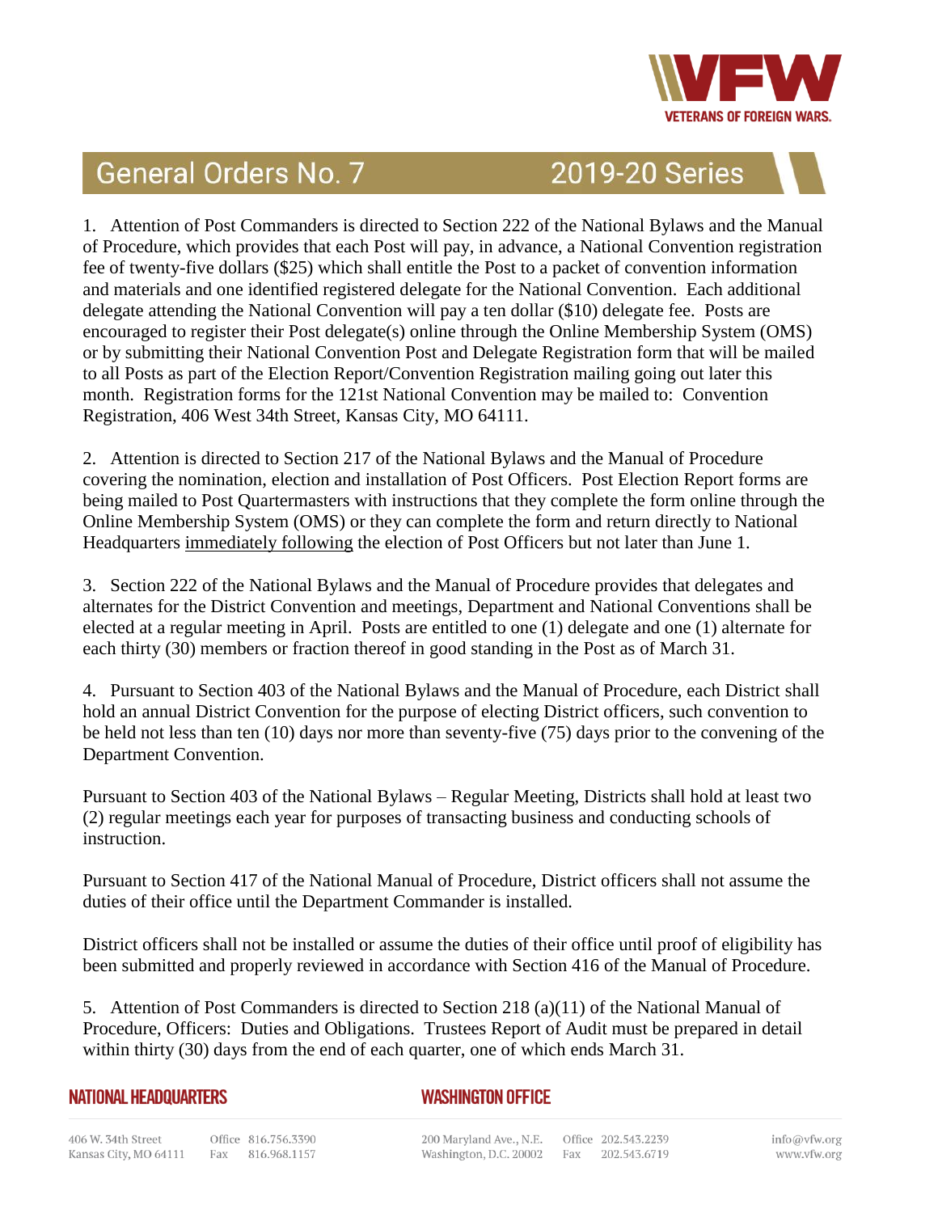# General Orders No. 7 — 2019-20 Series

1. Attention of Post Commanders is directed to Section 222 of the National Bylaws and the Manual of Procedure, which provides that each Post will pay, in advance, a National Convention registration fee of twenty-five dollars ($25) which shall entitle the Post to a packet of convention information and materials and one identified registered delegate for the National Convention. Each additional delegate attending the National Convention will pay a ten dollar ($10) delegate fee. Posts are encouraged to register their Post delegate(s) online through the Online Membership System (OMS) or by submitting their National Convention Post and Delegate Registration form that will be mailed to all Posts as part of the Election Report/Convention Registration mailing going out later this month. Registration forms for the 121st National Convention may be mailed to: Convention Registration, 406 West 34th Street, Kansas City, MO 64111.

2. Attention is directed to Section 217 of the National Bylaws and the Manual of Procedure covering the nomination, election and installation of Post Officers. Post Election Report forms are being mailed to Post Quartermasters with instructions that they complete the form online through the Online Membership System (OMS) or they can complete the form and return directly to National Headquarters <u>immediately following</u> the election of Post Officers but not later than June 1.

3. Section 222 of the National Bylaws and the Manual of Procedure provides that delegates and alternates for the District Convention and meetings, Department and National Conventions shall be elected at a regular meeting in April. Posts are entitled to one (1) delegate and one (1) alternate for each thirty (30) members or fraction thereof in good standing in the Post as of March 31.

4. Pursuant to Section 403 of the National Bylaws and the Manual of Procedure, each District shall hold an annual District Convention for the purpose of electing District officers, such convention to be held not less than ten (10) days nor more than seventy-five (75) days prior to the convening of the Department Convention.

Pursuant to Section 403 of the National Bylaws – Regular Meeting, Districts shall hold at least two (2) regular meetings each year for purposes of transacting business and conducting schools of instruction.

Pursuant to Section 417 of the National Manual of Procedure, District officers shall not assume the duties of their office until the Department Commander is installed.

District officers shall not be installed or assume the duties of their office until proof of eligibility has been submitted and properly reviewed in accordance with Section 416 of the Manual of Procedure.

5. Attention of Post Commanders is directed to Section 218 (a)(11) of the National Manual of Procedure, Officers: Duties and Obligations. Trustees Report of Audit must be prepared in detail within thirty (30) days from the end of each quarter, one of which ends March 31.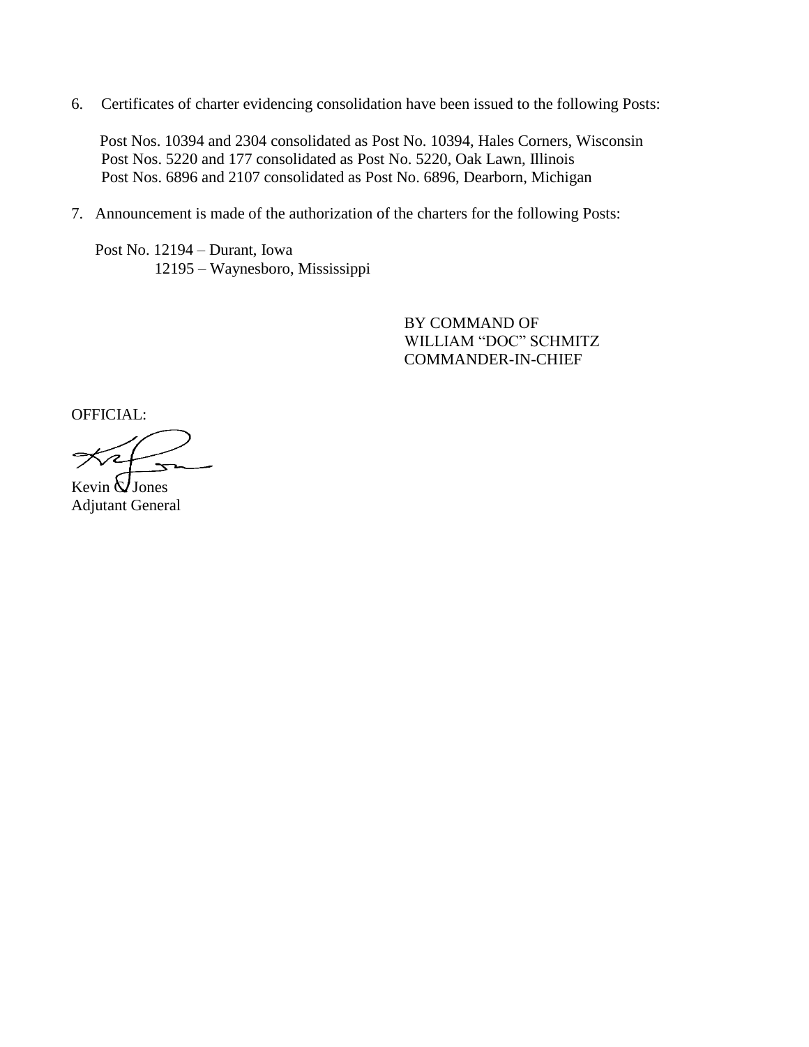6. Certificates of charter evidencing consolidation have been issued to the following Posts:

   Post Nos. 10394 and 2304 consolidated as Post No. 10394, Hales Corners, Wisconsin
   Post Nos. 5220 and 177 consolidated as Post No. 5220, Oak Lawn, Illinois
   Post Nos. 6896 and 2107 consolidated as Post No. 6896, Dearborn, Michigan

7. Announcement is made of the authorization of the charters for the following Posts:

   Post No. 12194 – Durant, Iowa
   12195 – Waynesboro, Mississippi

BY COMMAND OF
WILLIAM "DOC" SCHMITZ
COMMANDER-IN-CHIEF

OFFICIAL:

Kevin G. Jones
Adjutant General